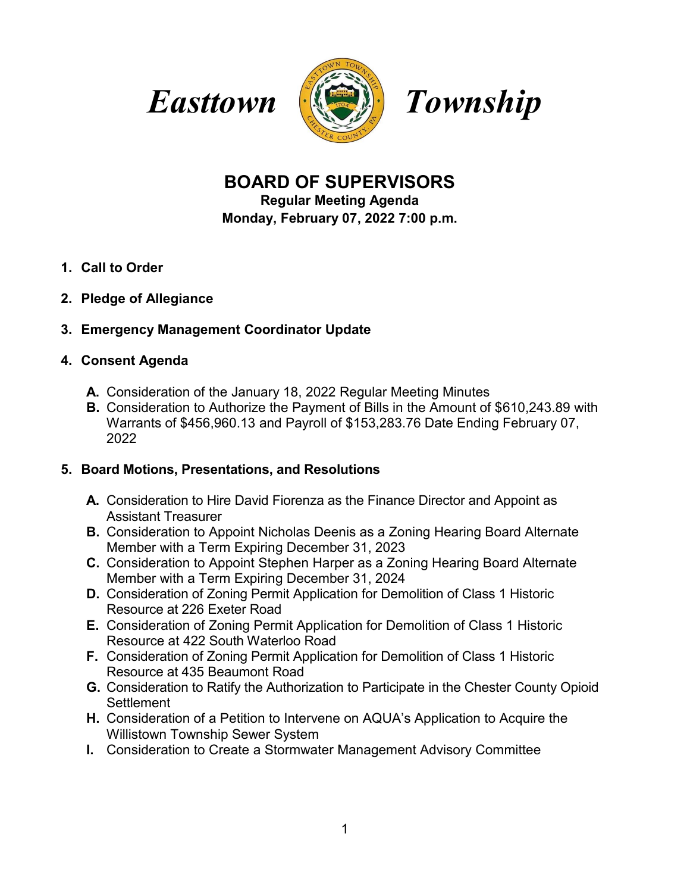# Easttown Township

## BOARD OF SUPERVISORS

**Regular Meeting Agenda**
**Monday, February 07, 2022 7:00 p.m.**

1. **Call to Order**

2. **Pledge of Allegiance**

3. **Emergency Management Coordinator Update**

4. **Consent Agenda**

   **A.** Consideration of the January 18, 2022 Regular Meeting Minutes
   **B.** Consideration to Authorize the Payment of Bills in the Amount of $610,243.89 with Warrants of $456,960.13 and Payroll of $153,283.76 Date Ending February 07, 2022

5. **Board Motions, Presentations, and Resolutions**

   **A.** Consideration to Hire David Fiorenza as the Finance Director and Appoint as Assistant Treasurer
   **B.** Consideration to Appoint Nicholas Deenis as a Zoning Hearing Board Alternate Member with a Term Expiring December 31, 2023
   **C.** Consideration to Appoint Stephen Harper as a Zoning Hearing Board Alternate Member with a Term Expiring December 31, 2024
   **D.** Consideration of Zoning Permit Application for Demolition of Class 1 Historic Resource at 226 Exeter Road
   **E.** Consideration of Zoning Permit Application for Demolition of Class 1 Historic Resource at 422 South Waterloo Road
   **F.** Consideration of Zoning Permit Application for Demolition of Class 1 Historic Resource at 435 Beaumont Road
   **G.** Consideration to Ratify the Authorization to Participate in the Chester County Opioid Settlement
   **H.** Consideration of a Petition to Intervene on AQUA's Application to Acquire the Willistown Township Sewer System
   **I.** Consideration to Create a Stormwater Management Advisory Committee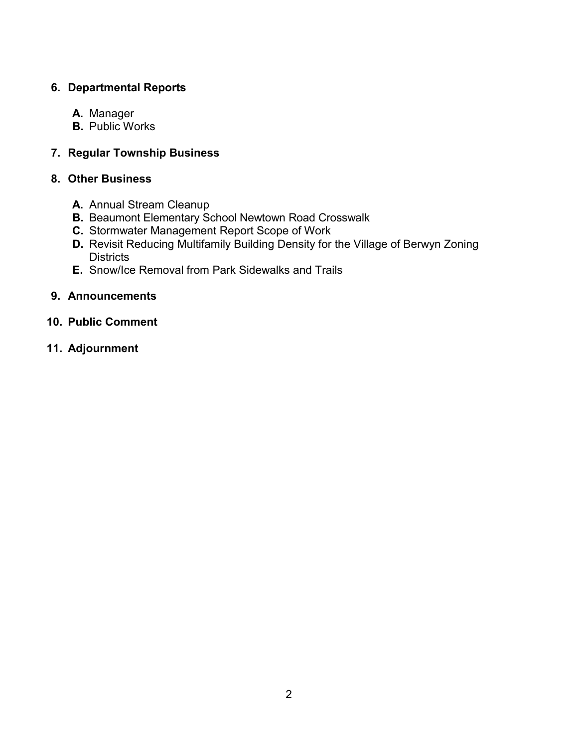**6. Departmental Reports**

- **A.** Manager
- **B.** Public Works

**7. Regular Township Business**

**8. Other Business**

- **A.** Annual Stream Cleanup
- **B.** Beaumont Elementary School Newtown Road Crosswalk
- **C.** Stormwater Management Report Scope of Work
- **D.** Revisit Reducing Multifamily Building Density for the Village of Berwyn Zoning Districts
- **E.** Snow/Ice Removal from Park Sidewalks and Trails

**9. Announcements**

**10. Public Comment**

**11. Adjournment**